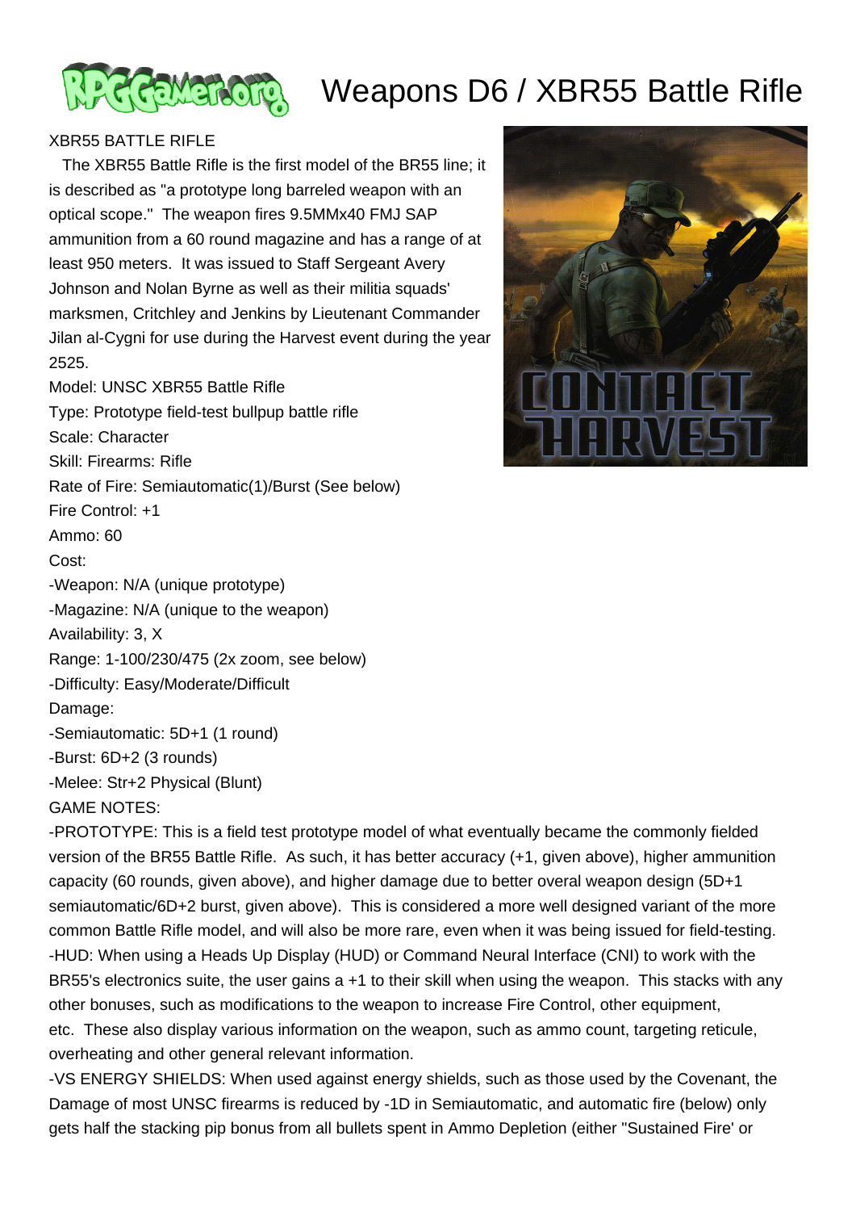# Weapons D6 / XBR55 Battle Rifle

XBR55 BATTLE RIFLE

The XBR55 Battle Rifle is the first model of the BR55 line; it is described as "a prototype long barreled weapon with an optical scope." The weapon fires 9.5MMx40 FMJ SAP ammunition from a 60 round magazine and has a range of at least 950 meters. It was issued to Staff Sergeant Avery Johnson and Nolan Byrne as well as their militia squads' marksmen, Critchley and Jenkins by Lieutenant Commander Jilan al-Cygni for use during the Harvest event during the year 2525.

Model: UNSC XBR55 Battle Rifle
Type: Prototype field-test bullpup battle rifle
Scale: Character
Skill: Firearms: Rifle
Rate of Fire: Semiautomatic(1)/Burst (See below)
Fire Control: +1
Ammo: 60
Cost:
-Weapon: N/A (unique prototype)
-Magazine: N/A (unique to the weapon)
Availability: 3, X
Range: 1-100/230/475 (2x zoom, see below)
-Difficulty: Easy/Moderate/Difficult
Damage:
-Semiautomatic: 5D+1 (1 round)
-Burst: 6D+2 (3 rounds)
-Melee: Str+2 Physical (Blunt)

GAME NOTES:

-PROTOTYPE: This is a field test prototype model of what eventually became the commonly fielded version of the BR55 Battle Rifle. As such, it has better accuracy (+1, given above), higher ammunition capacity (60 rounds, given above), and higher damage due to better overal weapon design (5D+1 semiautomatic/6D+2 burst, given above). This is considered a more well designed variant of the more common Battle Rifle model, and will also be more rare, even when it was being issued for field-testing.

-HUD: When using a Heads Up Display (HUD) or Command Neural Interface (CNI) to work with the BR55's electronics suite, the user gains a +1 to their skill when using the weapon. This stacks with any other bonuses, such as modifications to the weapon to increase Fire Control, other equipment, etc. These also display various information on the weapon, such as ammo count, targeting reticule, overheating and other general relevant information.

-VS ENERGY SHIELDS: When used against energy shields, such as those used by the Covenant, the Damage of most UNSC firearms is reduced by -1D in Semiautomatic, and automatic fire (below) only gets half the stacking pip bonus from all bullets spent in Ammo Depletion (either "Sustained Fire' or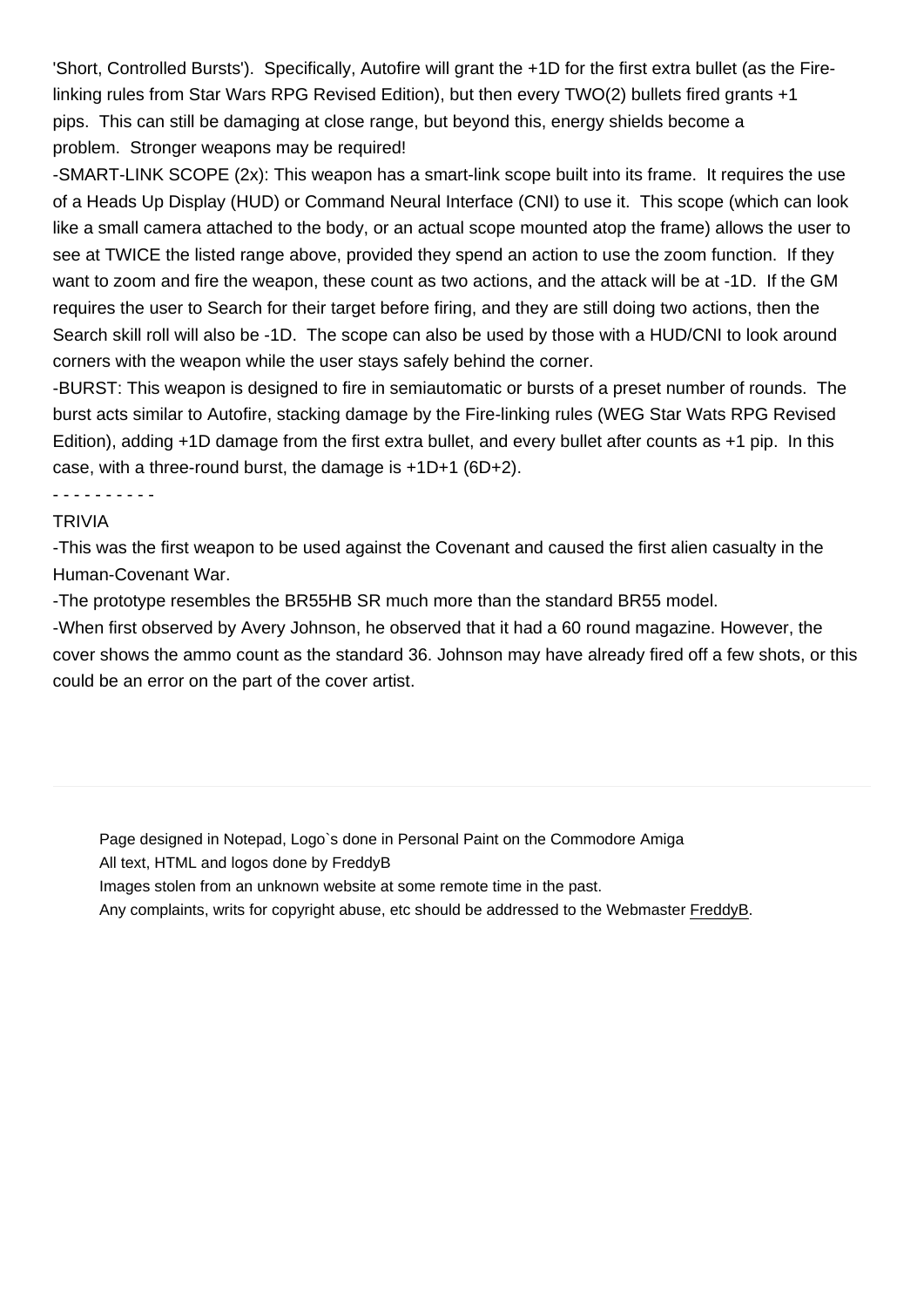'Short, Controlled Bursts'). Specifically, Autofire will grant the +1D for the first extra bullet (as the Fire-linking rules from Star Wars RPG Revised Edition), but then every TWO(2) bullets fired grants +1 pips. This can still be damaging at close range, but beyond this, energy shields become a problem. Stronger weapons may be required!

-SMART-LINK SCOPE (2x): This weapon has a smart-link scope built into its frame. It requires the use of a Heads Up Display (HUD) or Command Neural Interface (CNI) to use it. This scope (which can look like a small camera attached to the body, or an actual scope mounted atop the frame) allows the user to see at TWICE the listed range above, provided they spend an action to use the zoom function. If they want to zoom and fire the weapon, these count as two actions, and the attack will be at -1D. If the GM requires the user to Search for their target before firing, and they are still doing two actions, then the Search skill roll will also be -1D. The scope can also be used by those with a HUD/CNI to look around corners with the weapon while the user stays safely behind the corner.

-BURST: This weapon is designed to fire in semiautomatic or bursts of a preset number of rounds. The burst acts similar to Autofire, stacking damage by the Fire-linking rules (WEG Star Wats RPG Revised Edition), adding +1D damage from the first extra bullet, and every bullet after counts as +1 pip. In this case, with a three-round burst, the damage is +1D+1 (6D+2).

- - - - - - - - - -

TRIVIA

-This was the first weapon to be used against the Covenant and caused the first alien casualty in the Human-Covenant War.

-The prototype resembles the BR55HB SR much more than the standard BR55 model.

-When first observed by Avery Johnson, he observed that it had a 60 round magazine. However, the cover shows the ammo count as the standard 36. Johnson may have already fired off a few shots, or this could be an error on the part of the cover artist.

---

Page designed in Notepad, Logo`s done in Personal Paint on the Commodore Amiga

All text, HTML and logos done by FreddyB

Images stolen from an unknown website at some remote time in the past.

Any complaints, writs for copyright abuse, etc should be addressed to the Webmaster FreddyB.